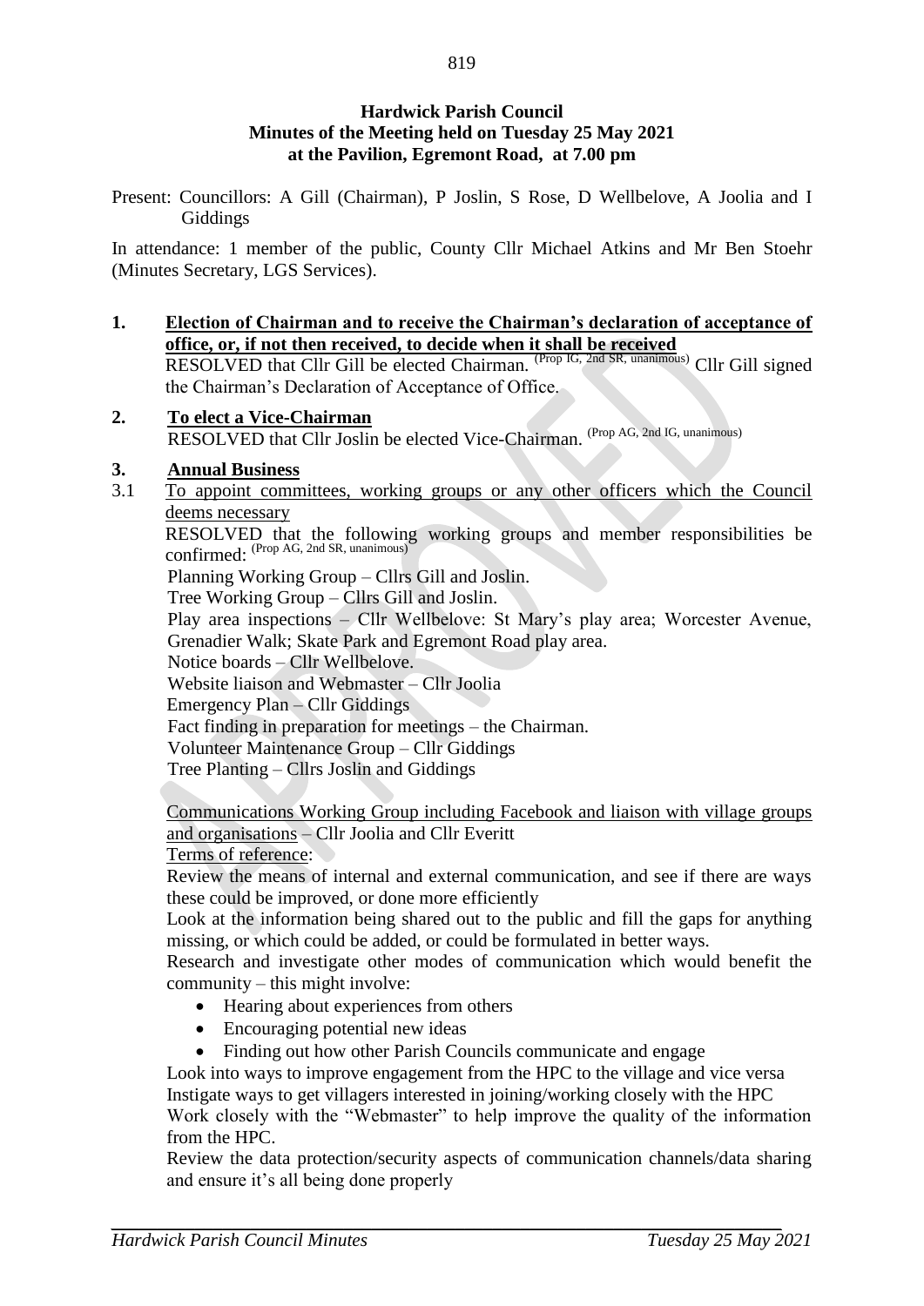**Hardwick Parish Council**
**Minutes of the Meeting held on Tuesday 25 May 2021**
**at the Pavilion, Egremont Road, at 7.00 pm**

Present: Councillors: A Gill (Chairman), P Joslin, S Rose, D Wellbelove, A Joolia and I Giddings

In attendance: 1 member of the public, County Cllr Michael Atkins and Mr Ben Stoehr (Minutes Secretary, LGS Services).

## 1. Election of Chairman and to receive the Chairman's declaration of acceptance of office, or, if not then received, to decide when it shall be received

RESOLVED that Cllr Gill be elected Chairman. (Prop IG, 2nd SR, unanimous) Cllr Gill signed the Chairman's Declaration of Acceptance of Office.

## 2. To elect a Vice-Chairman

RESOLVED that Cllr Joslin be elected Vice-Chairman. (Prop AG, 2nd IG, unanimous)

## 3. Annual Business

3.1 To appoint committees, working groups or any other officers which the Council deems necessary

RESOLVED that the following working groups and member responsibilities be confirmed: (Prop AG, 2nd SR, unanimous)

Planning Working Group – Cllrs Gill and Joslin.
Tree Working Group – Cllrs Gill and Joslin.
Play area inspections – Cllr Wellbelove: St Mary's play area; Worcester Avenue, Grenadier Walk; Skate Park and Egremont Road play area.
Notice boards – Cllr Wellbelove.
Website liaison and Webmaster – Cllr Joolia
Emergency Plan – Cllr Giddings
Fact finding in preparation for meetings – the Chairman.
Volunteer Maintenance Group – Cllr Giddings
Tree Planting – Cllrs Joslin and Giddings

Communications Working Group including Facebook and liaison with village groups and organisations – Cllr Joolia and Cllr Everitt

Terms of reference:

Review the means of internal and external communication, and see if there are ways these could be improved, or done more efficiently

Look at the information being shared out to the public and fill the gaps for anything missing, or which could be added, or could be formulated in better ways.

Research and investigate other modes of communication which would benefit the community – this might involve:

- Hearing about experiences from others
- Encouraging potential new ideas
- Finding out how other Parish Councils communicate and engage

Look into ways to improve engagement from the HPC to the village and vice versa

Instigate ways to get villagers interested in joining/working closely with the HPC

Work closely with the "Webmaster" to help improve the quality of the information from the HPC.

Review the data protection/security aspects of communication channels/data sharing and ensure it's all being done properly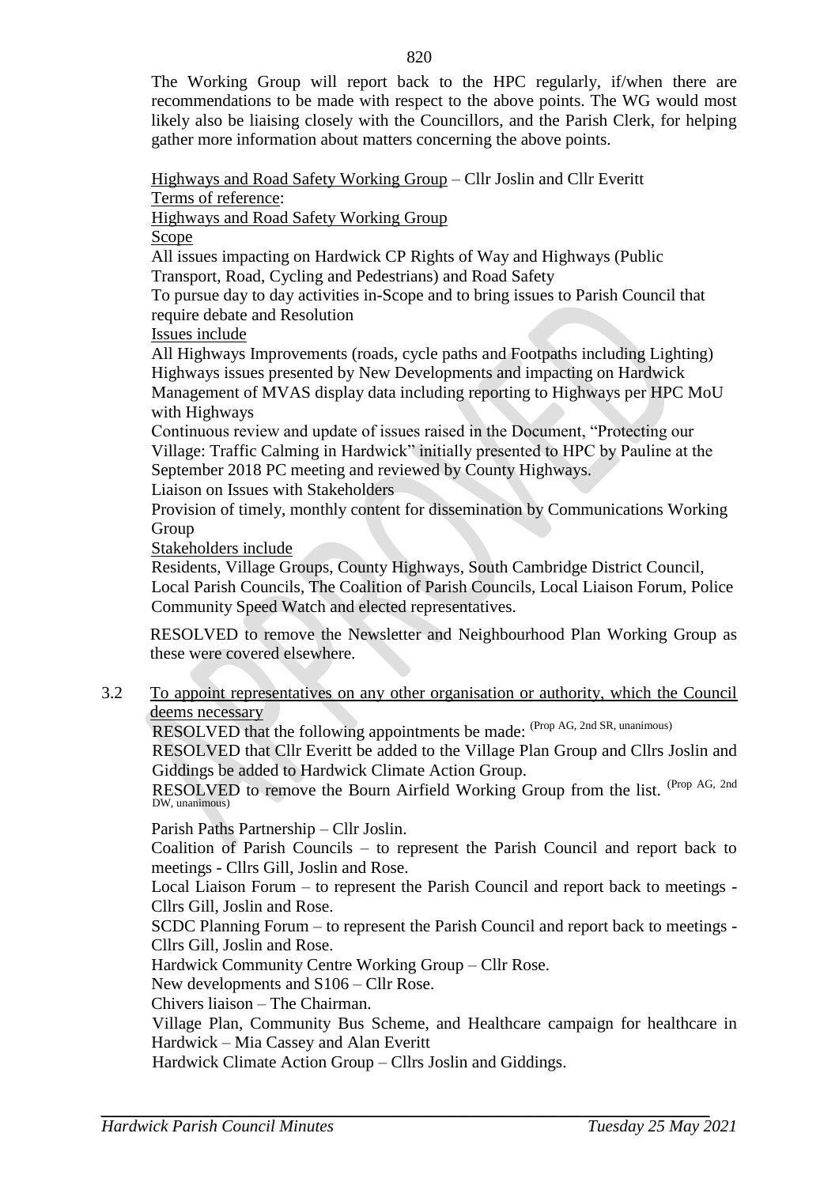The Working Group will report back to the HPC regularly, if/when there are recommendations to be made with respect to the above points. The WG would most likely also be liaising closely with the Councillors, and the Parish Clerk, for helping gather more information about matters concerning the above points.

Highways and Road Safety Working Group – Cllr Joslin and Cllr Everitt
Terms of reference:
Highways and Road Safety Working Group
Scope
All issues impacting on Hardwick CP Rights of Way and Highways (Public Transport, Road, Cycling and Pedestrians) and Road Safety
To pursue day to day activities in-Scope and to bring issues to Parish Council that require debate and Resolution
Issues include
All Highways Improvements (roads, cycle paths and Footpaths including Lighting)
Highways issues presented by New Developments and impacting on Hardwick
Management of MVAS display data including reporting to Highways per HPC MoU with Highways
Continuous review and update of issues raised in the Document, "Protecting our Village: Traffic Calming in Hardwick" initially presented to HPC by Pauline at the September 2018 PC meeting and reviewed by County Highways.
Liaison on Issues with Stakeholders
Provision of timely, monthly content for dissemination by Communications Working Group
Stakeholders include
Residents, Village Groups, County Highways, South Cambridge District Council, Local Parish Councils, The Coalition of Parish Councils, Local Liaison Forum, Police Community Speed Watch and elected representatives.

RESOLVED to remove the Newsletter and Neighbourhood Plan Working Group as these were covered elsewhere.

3.2 To appoint representatives on any other organisation or authority, which the Council deems necessary

RESOLVED that the following appointments be made: (Prop AG, 2nd SR, unanimous)
RESOLVED that Cllr Everitt be added to the Village Plan Group and Cllrs Joslin and Giddings be added to Hardwick Climate Action Group.
RESOLVED to remove the Bourn Airfield Working Group from the list. (Prop AG, 2nd DW, unanimous)

Parish Paths Partnership – Cllr Joslin.
Coalition of Parish Councils – to represent the Parish Council and report back to meetings - Cllrs Gill, Joslin and Rose.
Local Liaison Forum – to represent the Parish Council and report back to meetings - Cllrs Gill, Joslin and Rose.
SCDC Planning Forum – to represent the Parish Council and report back to meetings - Cllrs Gill, Joslin and Rose.
Hardwick Community Centre Working Group – Cllr Rose.
New developments and S106 – Cllr Rose.
Chivers liaison – The Chairman.
Village Plan, Community Bus Scheme, and Healthcare campaign for healthcare in Hardwick – Mia Cassey and Alan Everitt
Hardwick Climate Action Group – Cllrs Joslin and Giddings.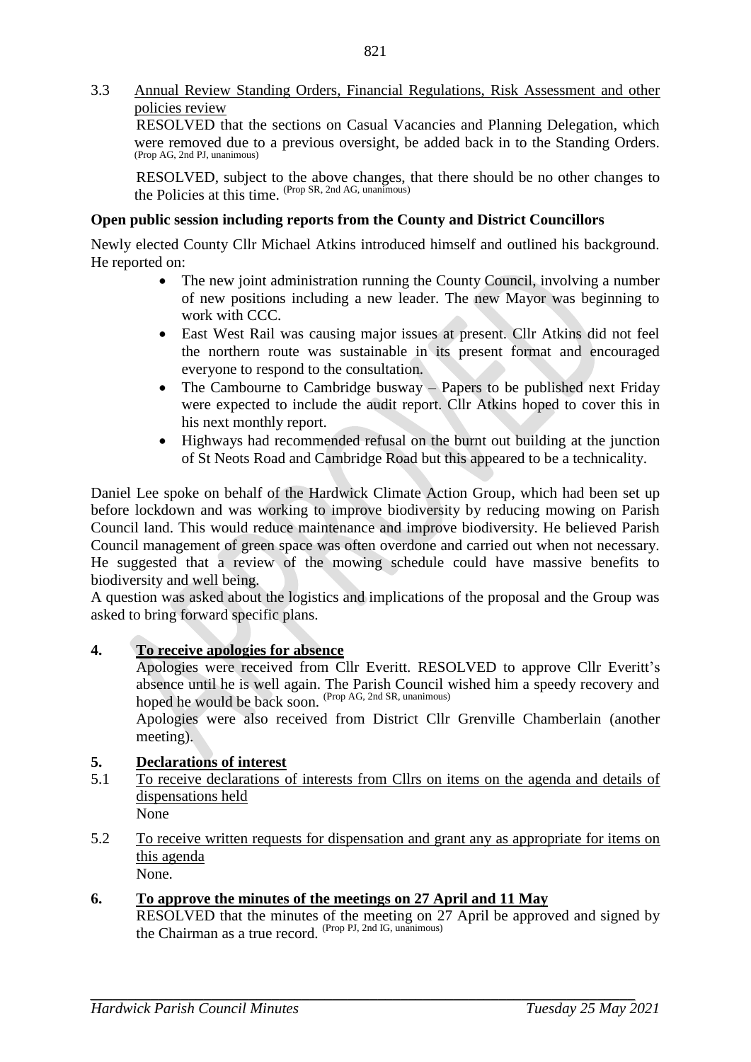3.3 Annual Review Standing Orders, Financial Regulations, Risk Assessment and other policies review

RESOLVED that the sections on Casual Vacancies and Planning Delegation, which were removed due to a previous oversight, be added back in to the Standing Orders. (Prop AG, 2nd PJ, unanimous)

RESOLVED, subject to the above changes, that there should be no other changes to the Policies at this time. (Prop SR, 2nd AG, unanimous)

**Open public session including reports from the County and District Councillors**

Newly elected County Cllr Michael Atkins introduced himself and outlined his background. He reported on:

- The new joint administration running the County Council, involving a number of new positions including a new leader. The new Mayor was beginning to work with CCC.
- East West Rail was causing major issues at present. Cllr Atkins did not feel the northern route was sustainable in its present format and encouraged everyone to respond to the consultation.
- The Cambourne to Cambridge busway – Papers to be published next Friday were expected to include the audit report. Cllr Atkins hoped to cover this in his next monthly report.
- Highways had recommended refusal on the burnt out building at the junction of St Neots Road and Cambridge Road but this appeared to be a technicality.

Daniel Lee spoke on behalf of the Hardwick Climate Action Group, which had been set up before lockdown and was working to improve biodiversity by reducing mowing on Parish Council land. This would reduce maintenance and improve biodiversity. He believed Parish Council management of green space was often overdone and carried out when not necessary. He suggested that a review of the mowing schedule could have massive benefits to biodiversity and well being.

A question was asked about the logistics and implications of the proposal and the Group was asked to bring forward specific plans.

## 4. To receive apologies for absence

Apologies were received from Cllr Everitt. RESOLVED to approve Cllr Everitt's absence until he is well again. The Parish Council wished him a speedy recovery and hoped he would be back soon. (Prop AG, 2nd SR, unanimous)

Apologies were also received from District Cllr Grenville Chamberlain (another meeting).

## 5. Declarations of interest

5.1 To receive declarations of interests from Cllrs on items on the agenda and details of dispensations held

None

5.2 To receive written requests for dispensation and grant any as appropriate for items on this agenda

None.

## 6. To approve the minutes of the meetings on 27 April and 11 May

RESOLVED that the minutes of the meeting on 27 April be approved and signed by the Chairman as a true record. (Prop PJ, 2nd IG, unanimous)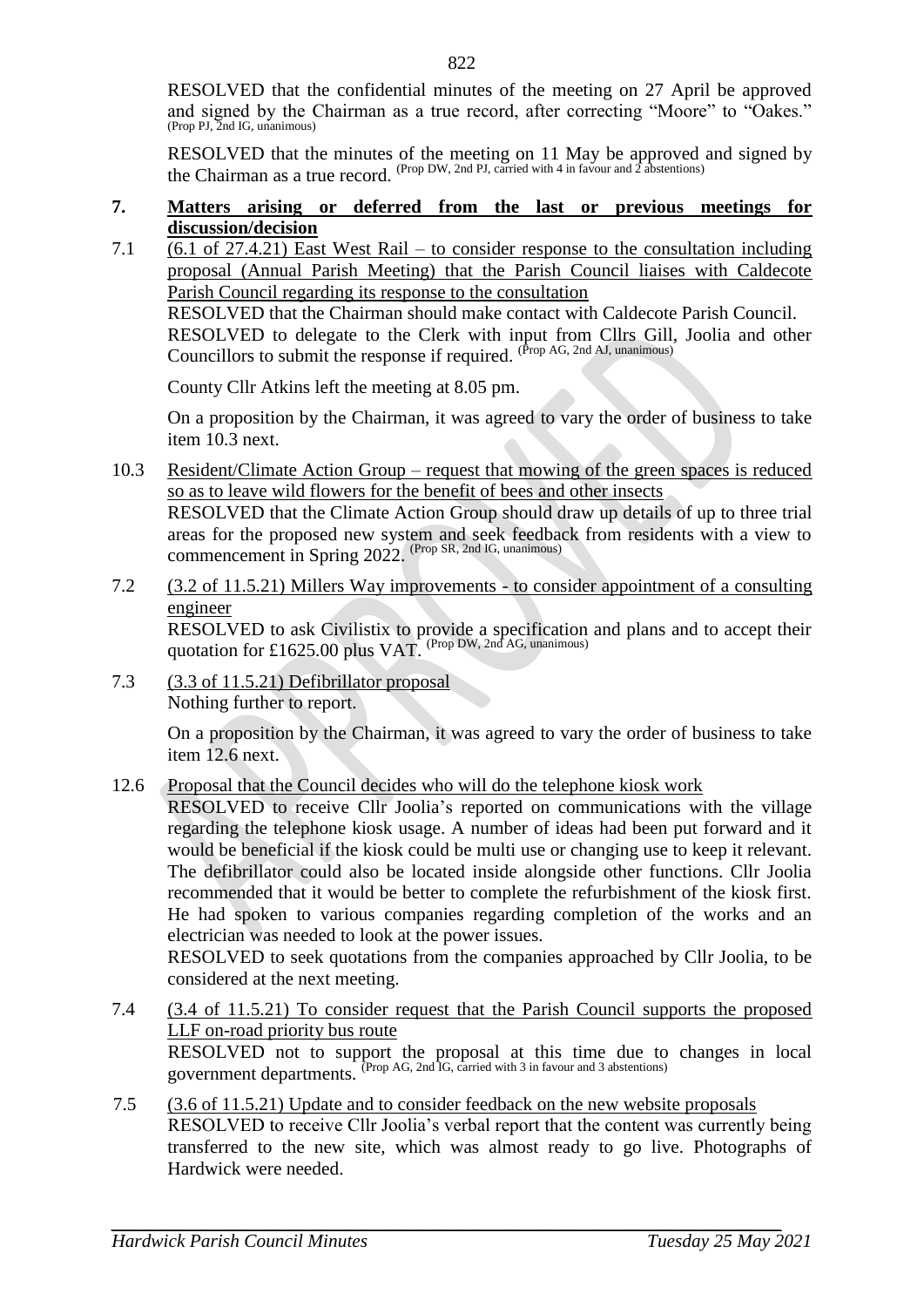RESOLVED that the confidential minutes of the meeting on 27 April be approved and signed by the Chairman as a true record, after correcting "Moore" to "Oakes." (Prop PJ, 2nd IG, unanimous)

RESOLVED that the minutes of the meeting on 11 May be approved and signed by the Chairman as a true record. (Prop DW, 2nd PJ, carried with 4 in favour and 2 abstentions)

## 7. Matters arising or deferred from the last or previous meetings for discussion/decision

7.1 (6.1 of 27.4.21) East West Rail – to consider response to the consultation including proposal (Annual Parish Meeting) that the Parish Council liaises with Caldecote Parish Council regarding its response to the consultation

RESOLVED that the Chairman should make contact with Caldecote Parish Council.

RESOLVED to delegate to the Clerk with input from Cllrs Gill, Joolia and other Councillors to submit the response if required. (Prop AG, 2nd AJ, unanimous)

County Cllr Atkins left the meeting at 8.05 pm.

On a proposition by the Chairman, it was agreed to vary the order of business to take item 10.3 next.

10.3 Resident/Climate Action Group – request that mowing of the green spaces is reduced so as to leave wild flowers for the benefit of bees and other insects

RESOLVED that the Climate Action Group should draw up details of up to three trial areas for the proposed new system and seek feedback from residents with a view to commencement in Spring 2022. (Prop SR, 2nd IG, unanimous)

7.2 (3.2 of 11.5.21) Millers Way improvements - to consider appointment of a consulting engineer

RESOLVED to ask Civilistix to provide a specification and plans and to accept their quotation for £1625.00 plus VAT. (Prop DW, 2nd AG, unanimous)

7.3 (3.3 of 11.5.21) Defibrillator proposal

Nothing further to report.

On a proposition by the Chairman, it was agreed to vary the order of business to take item 12.6 next.

12.6 Proposal that the Council decides who will do the telephone kiosk work

RESOLVED to receive Cllr Joolia's reported on communications with the village regarding the telephone kiosk usage. A number of ideas had been put forward and it would be beneficial if the kiosk could be multi use or changing use to keep it relevant. The defibrillator could also be located inside alongside other functions. Cllr Joolia recommended that it would be better to complete the refurbishment of the kiosk first. He had spoken to various companies regarding completion of the works and an electrician was needed to look at the power issues.

RESOLVED to seek quotations from the companies approached by Cllr Joolia, to be considered at the next meeting.

7.4 (3.4 of 11.5.21) To consider request that the Parish Council supports the proposed LLF on-road priority bus route

RESOLVED not to support the proposal at this time due to changes in local government departments. (Prop AG, 2nd IG, carried with 3 in favour and 3 abstentions)

7.5 (3.6 of 11.5.21) Update and to consider feedback on the new website proposals

RESOLVED to receive Cllr Joolia's verbal report that the content was currently being transferred to the new site, which was almost ready to go live. Photographs of Hardwick were needed.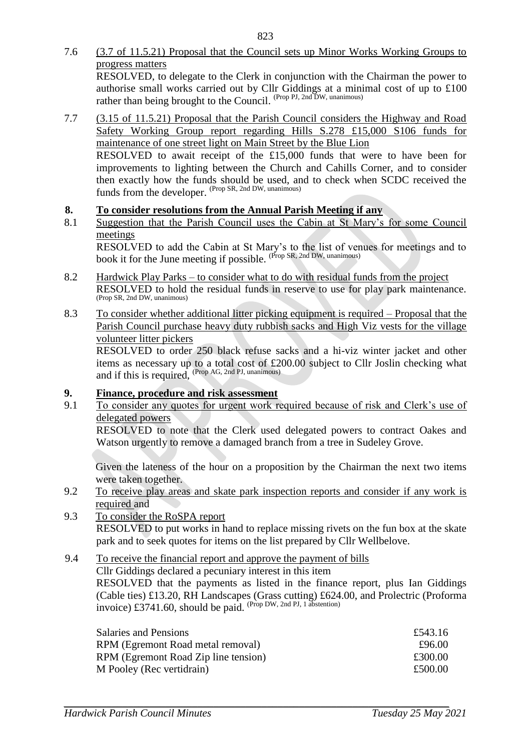7.6 (3.7 of 11.5.21) Proposal that the Council sets up Minor Works Working Groups to progress matters

RESOLVED, to delegate to the Clerk in conjunction with the Chairman the power to authorise small works carried out by Cllr Giddings at a minimal cost of up to £100 rather than being brought to the Council. (Prop PJ, 2nd DW, unanimous)

7.7 (3.15 of 11.5.21) Proposal that the Parish Council considers the Highway and Road Safety Working Group report regarding Hills S.278 £15,000 S106 funds for maintenance of one street light on Main Street by the Blue Lion

RESOLVED to await receipt of the £15,000 funds that were to have been for improvements to lighting between the Church and Cahills Corner, and to consider then exactly how the funds should be used, and to check when SCDC received the funds from the developer. (Prop SR, 2nd DW, unanimous)

## 8. To consider resolutions from the Annual Parish Meeting if any

8.1 Suggestion that the Parish Council uses the Cabin at St Mary's for some Council meetings

RESOLVED to add the Cabin at St Mary's to the list of venues for meetings and to book it for the June meeting if possible. (Prop SR, 2nd DW, unanimous)

8.2 Hardwick Play Parks – to consider what to do with residual funds from the project

RESOLVED to hold the residual funds in reserve to use for play park maintenance. (Prop SR, 2nd DW, unanimous)

8.3 To consider whether additional litter picking equipment is required – Proposal that the Parish Council purchase heavy duty rubbish sacks and High Viz vests for the village volunteer litter pickers

RESOLVED to order 250 black refuse sacks and a hi-viz winter jacket and other items as necessary up to a total cost of £200.00 subject to Cllr Joslin checking what and if this is required, (Prop AG, 2nd PJ, unanimous)

## 9. Finance, procedure and risk assessment

9.1 To consider any quotes for urgent work required because of risk and Clerk's use of delegated powers

RESOLVED to note that the Clerk used delegated powers to contract Oakes and Watson urgently to remove a damaged branch from a tree in Sudeley Grove.

Given the lateness of the hour on a proposition by the Chairman the next two items were taken together.

9.2 To receive play areas and skate park inspection reports and consider if any work is required and

9.3 To consider the RoSPA report

RESOLVED to put works in hand to replace missing rivets on the fun box at the skate park and to seek quotes for items on the list prepared by Cllr Wellbelove.

9.4 To receive the financial report and approve the payment of bills

Cllr Giddings declared a pecuniary interest in this item

RESOLVED that the payments as listed in the finance report, plus Ian Giddings (Cable ties) £13.20, RH Landscapes (Grass cutting) £624.00, and Prolectric (Proforma invoice) £3741.60, should be paid. (Prop DW, 2nd PJ, 1 abstention)

| | |
|---|---|
| Salaries and Pensions | £543.16 |
| RPM (Egremont Road metal removal) | £96.00 |
| RPM (Egremont Road Zip line tension) | £300.00 |
| M Pooley (Rec vertidrain) | £500.00 |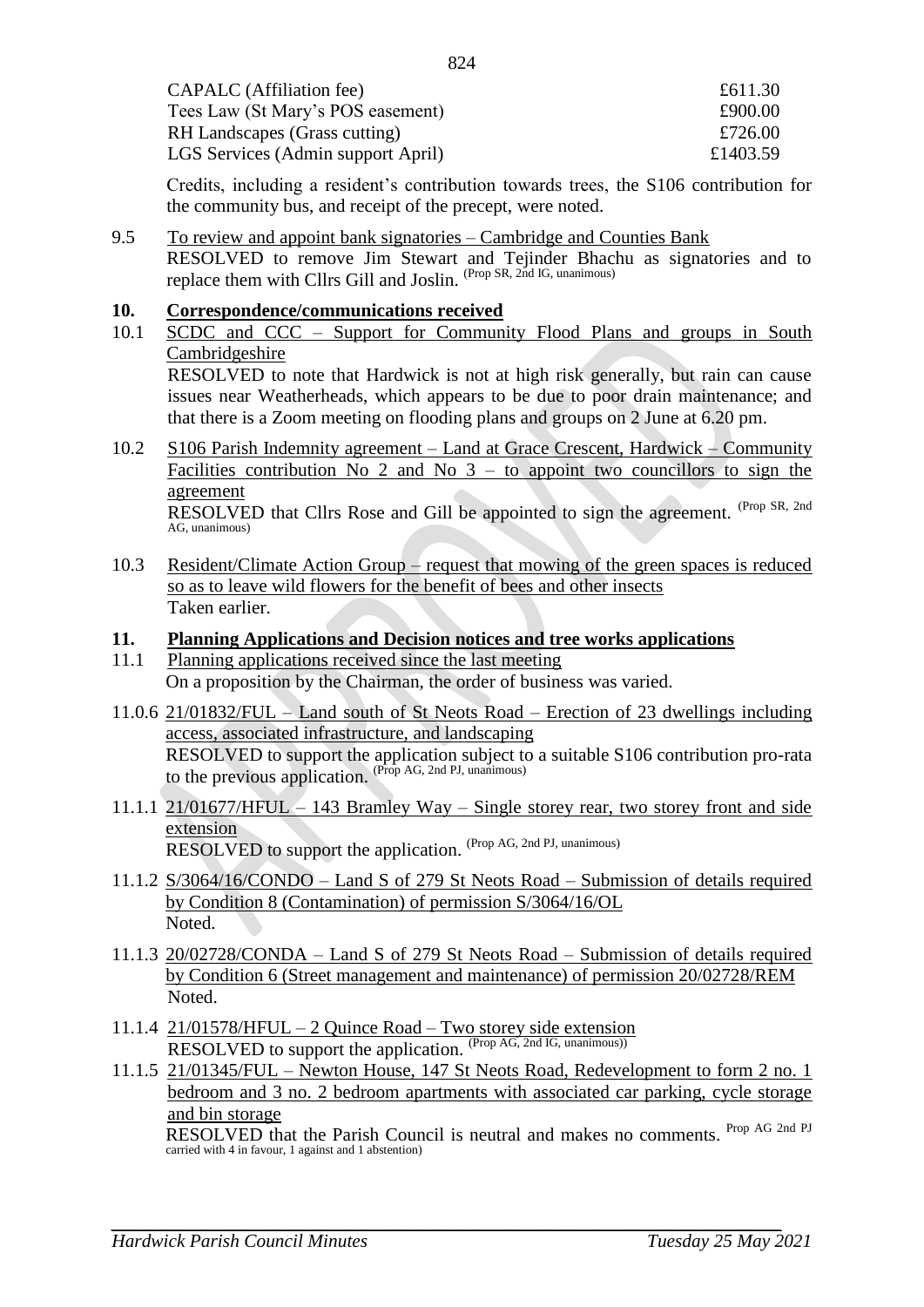| | |
|---|---|
| CAPALC (Affiliation fee) | £611.30 |
| Tees Law (St Mary's POS easement) | £900.00 |
| RH Landscapes (Grass cutting) | £726.00 |
| LGS Services (Admin support April) | £1403.59 |

Credits, including a resident's contribution towards trees, the S106 contribution for the community bus, and receipt of the precept, were noted.

9.5 To review and appoint bank signatories – Cambridge and Counties Bank
RESOLVED to remove Jim Stewart and Tejinder Bhachu as signatories and to replace them with Cllrs Gill and Joslin. (Prop SR, 2nd IG, unanimous)

## 10. Correspondence/communications received

10.1 SCDC and CCC – Support for Community Flood Plans and groups in South Cambridgeshire
RESOLVED to note that Hardwick is not at high risk generally, but rain can cause issues near Weatherheads, which appears to be due to poor drain maintenance; and that there is a Zoom meeting on flooding plans and groups on 2 June at 6.20 pm.

10.2 S106 Parish Indemnity agreement – Land at Grace Crescent, Hardwick – Community Facilities contribution No 2 and No 3 – to appoint two councillors to sign the agreement
RESOLVED that Cllrs Rose and Gill be appointed to sign the agreement. (Prop SR, 2nd AG, unanimous)

10.3 Resident/Climate Action Group – request that mowing of the green spaces is reduced so as to leave wild flowers for the benefit of bees and other insects
Taken earlier.

## 11. Planning Applications and Decision notices and tree works applications

11.1 Planning applications received since the last meeting
On a proposition by the Chairman, the order of business was varied.

11.0.6 21/01832/FUL – Land south of St Neots Road – Erection of 23 dwellings including access, associated infrastructure, and landscaping
RESOLVED to support the application subject to a suitable S106 contribution pro-rata to the previous application. (Prop AG, 2nd PJ, unanimous)

11.1.1 21/01677/HFUL – 143 Bramley Way – Single storey rear, two storey front and side extension
RESOLVED to support the application. (Prop AG, 2nd PJ, unanimous)

11.1.2 S/3064/16/CONDO – Land S of 279 St Neots Road – Submission of details required by Condition 8 (Contamination) of permission S/3064/16/OL
Noted.

11.1.3 20/02728/CONDA – Land S of 279 St Neots Road – Submission of details required by Condition 6 (Street management and maintenance) of permission 20/02728/REM
Noted.

11.1.4 21/01578/HFUL – 2 Quince Road – Two storey side extension
RESOLVED to support the application. (Prop AG, 2nd IG, unanimous))

11.1.5 21/01345/FUL – Newton House, 147 St Neots Road, Redevelopment to form 2 no. 1 bedroom and 3 no. 2 bedroom apartments with associated car parking, cycle storage and bin storage
RESOLVED that the Parish Council is neutral and makes no comments. Prop AG 2nd PJ carried with 4 in favour, 1 against and 1 abstention)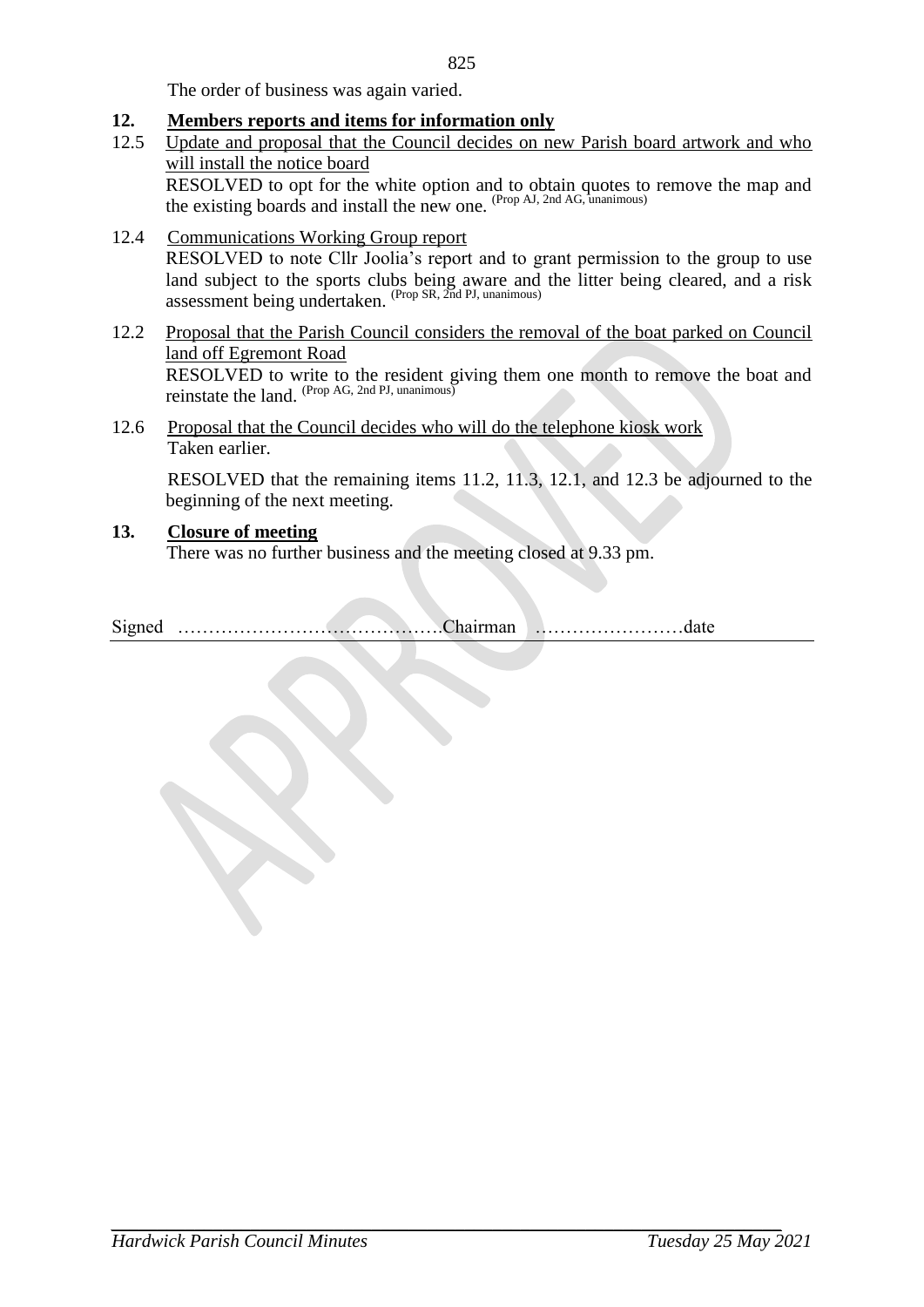The order of business was again varied.

## 12. Members reports and items for information only

12.5 Update and proposal that the Council decides on new Parish board artwork and who will install the notice board

RESOLVED to opt for the white option and to obtain quotes to remove the map and the existing boards and install the new one. (Prop AJ, 2nd AG, unanimous)

12.4 Communications Working Group report

RESOLVED to note Cllr Joolia's report and to grant permission to the group to use land subject to the sports clubs being aware and the litter being cleared, and a risk assessment being undertaken. (Prop SR, 2nd PJ, unanimous)

12.2 Proposal that the Parish Council considers the removal of the boat parked on Council land off Egremont Road

RESOLVED to write to the resident giving them one month to remove the boat and reinstate the land. (Prop AG, 2nd PJ, unanimous)

12.6 Proposal that the Council decides who will do the telephone kiosk work

Taken earlier.

RESOLVED that the remaining items 11.2, 11.3, 12.1, and 12.3 be adjourned to the beginning of the next meeting.

## 13. Closure of meeting

There was no further business and the meeting closed at 9.33 pm.

Signed ……………………………………Chairman ……………………date